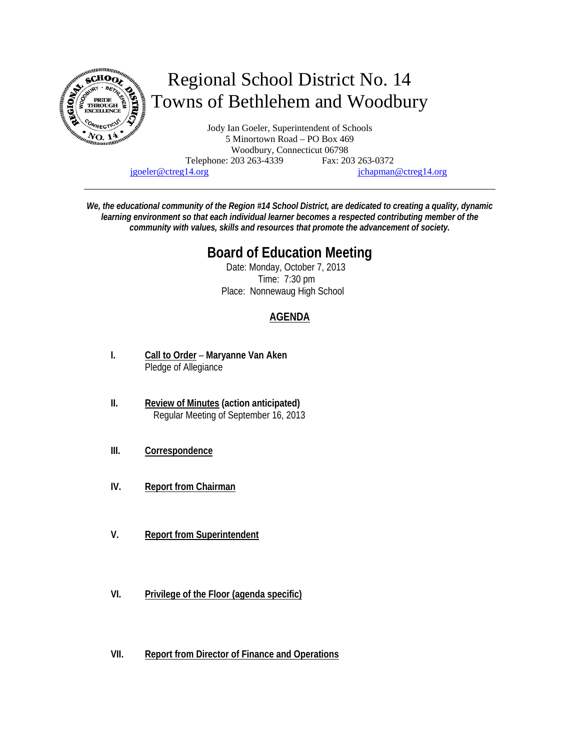# Regional School District No. 14
# Towns of Bethlehem and Woodbury

Jody Ian Goeler, Superintendent of Schools
5 Minortown Road – PO Box 469
Woodbury, Connecticut 06798
Telephone: 203 263-4339 Fax: 203 263-0372
jgoeler@ctreg14.org jchapman@ctreg14.org

---

***We, the educational community of the Region #14 School District, are dedicated to creating a quality, dynamic learning environment so that each individual learner becomes a respected contributing member of the community with values, skills and resources that promote the advancement of society.***

## Board of Education Meeting

Date: Monday, October 7, 2013
Time: 7:30 pm
Place: Nonnewaug High School

### AGENDA

**I.** **Call to Order** – **Maryanne Van Aken**
Pledge of Allegiance

**II.** **Review of Minutes (action anticipated)**
Regular Meeting of September 16, 2013

**III.** **Correspondence**

**IV.** **Report from Chairman**

**V.** **Report from Superintendent**

**VI.** **Privilege of the Floor (agenda specific)**

**VII.** **Report from Director of Finance and Operations**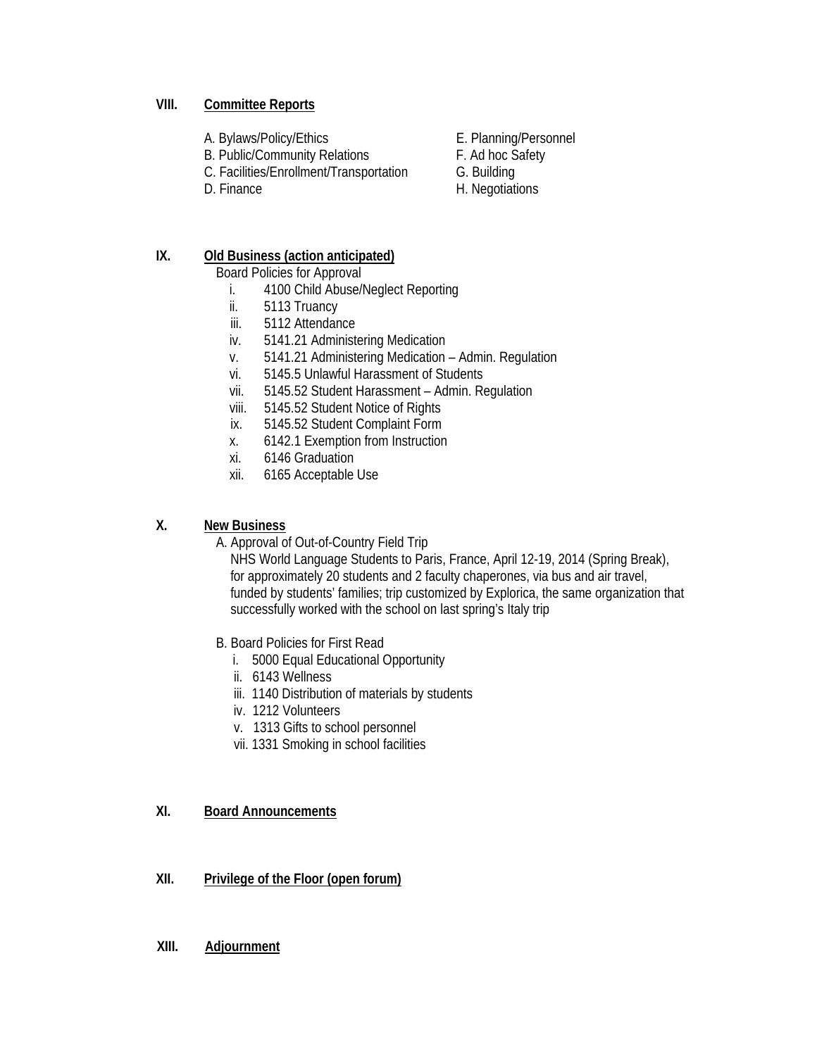**VIII. Committee Reports**

A. Bylaws/Policy/Ethics
B. Public/Community Relations
C. Facilities/Enrollment/Transportation
D. Finance
E. Planning/Personnel
F. Ad hoc Safety
G. Building
H. Negotiations

**IX. Old Business (action anticipated)**

Board Policies for Approval

i. 4100 Child Abuse/Neglect Reporting
ii. 5113 Truancy
iii. 5112 Attendance
iv. 5141.21 Administering Medication
v. 5141.21 Administering Medication – Admin. Regulation
vi. 5145.5 Unlawful Harassment of Students
vii. 5145.52 Student Harassment – Admin. Regulation
viii. 5145.52 Student Notice of Rights
ix. 5145.52 Student Complaint Form
x. 6142.1 Exemption from Instruction
xi. 6146 Graduation
xii. 6165 Acceptable Use

**X. New Business**

A. Approval of Out-of-Country Field Trip

NHS World Language Students to Paris, France, April 12-19, 2014 (Spring Break), for approximately 20 students and 2 faculty chaperones, via bus and air travel, funded by students' families; trip customized by Explorica, the same organization that successfully worked with the school on last spring's Italy trip

B. Board Policies for First Read

i. 5000 Equal Educational Opportunity
ii. 6143 Wellness
iii. 1140 Distribution of materials by students
iv. 1212 Volunteers
v. 1313 Gifts to school personnel
vii. 1331 Smoking in school facilities

**XI. Board Announcements**

**XII. Privilege of the Floor (open forum)**

**XIII. Adjournment**